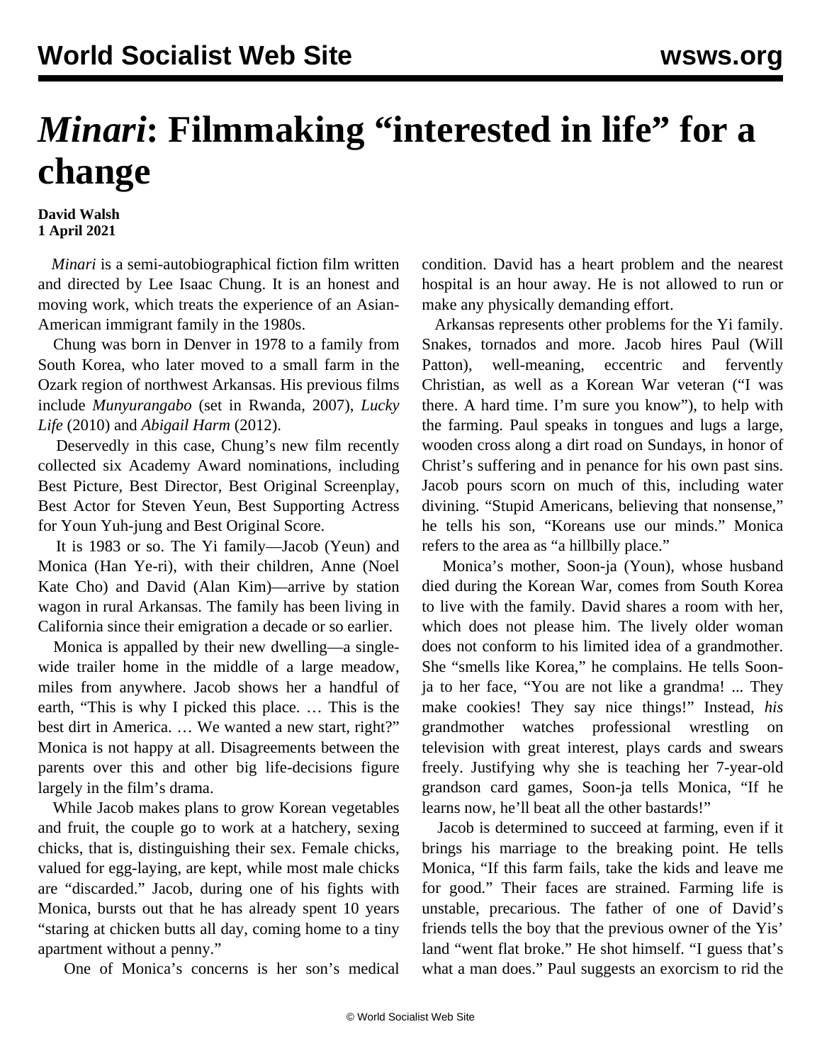# *Minari*: Filmmaking "interested in life" for a change

**David Walsh**
**1 April 2021**

*Minari* is a semi-autobiographical fiction film written and directed by Lee Isaac Chung. It is an honest and moving work, which treats the experience of an Asian-American immigrant family in the 1980s.

Chung was born in Denver in 1978 to a family from South Korea, who later moved to a small farm in the Ozark region of northwest Arkansas. His previous films include *Munyurangabo* (set in Rwanda, 2007), *Lucky Life* (2010) and *Abigail Harm* (2012).

Deservedly in this case, Chung's new film recently collected six Academy Award nominations, including Best Picture, Best Director, Best Original Screenplay, Best Actor for Steven Yeun, Best Supporting Actress for Youn Yuh-jung and Best Original Score.

It is 1983 or so. The Yi family—Jacob (Yeun) and Monica (Han Ye-ri), with their children, Anne (Noel Kate Cho) and David (Alan Kim)—arrive by station wagon in rural Arkansas. The family has been living in California since their emigration a decade or so earlier.

Monica is appalled by their new dwelling—a single-wide trailer home in the middle of a large meadow, miles from anywhere. Jacob shows her a handful of earth, "This is why I picked this place. … This is the best dirt in America. … We wanted a new start, right?" Monica is not happy at all. Disagreements between the parents over this and other big life-decisions figure largely in the film's drama.

While Jacob makes plans to grow Korean vegetables and fruit, the couple go to work at a hatchery, sexing chicks, that is, distinguishing their sex. Female chicks, valued for egg-laying, are kept, while most male chicks are "discarded." Jacob, during one of his fights with Monica, bursts out that he has already spent 10 years "staring at chicken butts all day, coming home to a tiny apartment without a penny."

One of Monica's concerns is her son's medical condition. David has a heart problem and the nearest hospital is an hour away. He is not allowed to run or make any physically demanding effort.

Arkansas represents other problems for the Yi family. Snakes, tornados and more. Jacob hires Paul (Will Patton), well-meaning, eccentric and fervently Christian, as well as a Korean War veteran ("I was there. A hard time. I'm sure you know"), to help with the farming. Paul speaks in tongues and lugs a large, wooden cross along a dirt road on Sundays, in honor of Christ's suffering and in penance for his own past sins. Jacob pours scorn on much of this, including water divining. "Stupid Americans, believing that nonsense," he tells his son, "Koreans use our minds." Monica refers to the area as "a hillbilly place."

Monica's mother, Soon-ja (Youn), whose husband died during the Korean War, comes from South Korea to live with the family. David shares a room with her, which does not please him. The lively older woman does not conform to his limited idea of a grandmother. She "smells like Korea," he complains. He tells Soon-ja to her face, "You are not like a grandma! ... They make cookies! They say nice things!" Instead, *his* grandmother watches professional wrestling on television with great interest, plays cards and swears freely. Justifying why she is teaching her 7-year-old grandson card games, Soon-ja tells Monica, "If he learns now, he'll beat all the other bastards!"

Jacob is determined to succeed at farming, even if it brings his marriage to the breaking point. He tells Monica, "If this farm fails, take the kids and leave me for good." Their faces are strained. Farming life is unstable, precarious. The father of one of David's friends tells the boy that the previous owner of the Yis' land "went flat broke." He shot himself. "I guess that's what a man does." Paul suggests an exorcism to rid the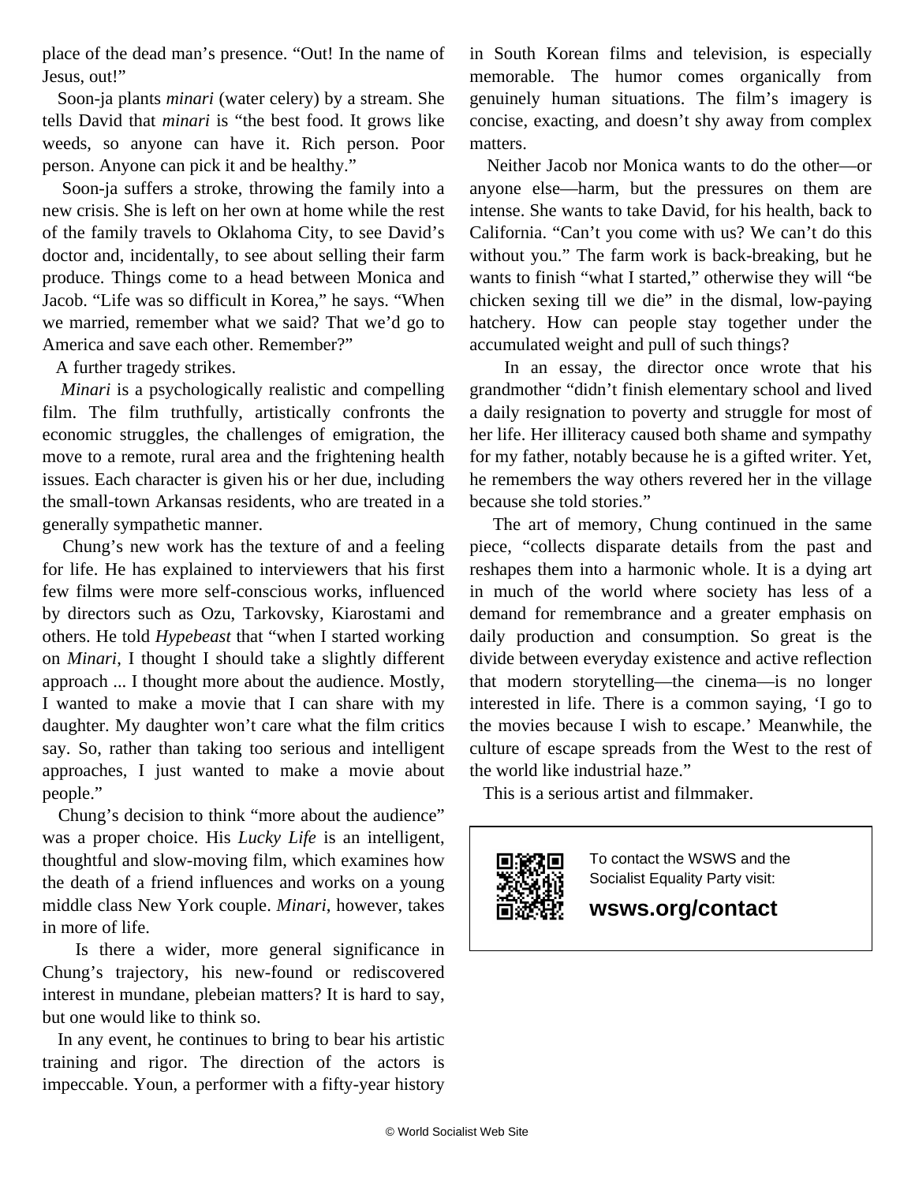place of the dead man's presence. "Out! In the name of Jesus, out!"

Soon-ja plants *minari* (water celery) by a stream. She tells David that *minari* is "the best food. It grows like weeds, so anyone can have it. Rich person. Poor person. Anyone can pick it and be healthy."

Soon-ja suffers a stroke, throwing the family into a new crisis. She is left on her own at home while the rest of the family travels to Oklahoma City, to see David's doctor and, incidentally, to see about selling their farm produce. Things come to a head between Monica and Jacob. "Life was so difficult in Korea," he says. "When we married, remember what we said? That we'd go to America and save each other. Remember?"

A further tragedy strikes.

*Minari* is a psychologically realistic and compelling film. The film truthfully, artistically confronts the economic struggles, the challenges of emigration, the move to a remote, rural area and the frightening health issues. Each character is given his or her due, including the small-town Arkansas residents, who are treated in a generally sympathetic manner.

Chung's new work has the texture of and a feeling for life. He has explained to interviewers that his first few films were more self-conscious works, influenced by directors such as Ozu, Tarkovsky, Kiarostami and others. He told *Hypebeast* that "when I started working on *Minari*, I thought I should take a slightly different approach ... I thought more about the audience. Mostly, I wanted to make a movie that I can share with my daughter. My daughter won't care what the film critics say. So, rather than taking too serious and intelligent approaches, I just wanted to make a movie about people."

Chung's decision to think "more about the audience" was a proper choice. His *Lucky Life* is an intelligent, thoughtful and slow-moving film, which examines how the death of a friend influences and works on a young middle class New York couple. *Minari*, however, takes in more of life.

Is there a wider, more general significance in Chung's trajectory, his new-found or rediscovered interest in mundane, plebeian matters? It is hard to say, but one would like to think so.

In any event, he continues to bring to bear his artistic training and rigor. The direction of the actors is impeccable. Youn, a performer with a fifty-year history in South Korean films and television, is especially memorable. The humor comes organically from genuinely human situations. The film's imagery is concise, exacting, and doesn't shy away from complex matters.

Neither Jacob nor Monica wants to do the other—or anyone else—harm, but the pressures on them are intense. She wants to take David, for his health, back to California. "Can't you come with us? We can't do this without you." The farm work is back-breaking, but he wants to finish "what I started," otherwise they will "be chicken sexing till we die" in the dismal, low-paying hatchery. How can people stay together under the accumulated weight and pull of such things?

In an essay, the director once wrote that his grandmother "didn't finish elementary school and lived a daily resignation to poverty and struggle for most of her life. Her illiteracy caused both shame and sympathy for my father, notably because he is a gifted writer. Yet, he remembers the way others revered her in the village because she told stories."

The art of memory, Chung continued in the same piece, "collects disparate details from the past and reshapes them into a harmonic whole. It is a dying art in much of the world where society has less of a demand for remembrance and a greater emphasis on daily production and consumption. So great is the divide between everyday existence and active reflection that modern storytelling—the cinema—is no longer interested in life. There is a common saying, 'I go to the movies because I wish to escape.' Meanwhile, the culture of escape spreads from the West to the rest of the world like industrial haze."

This is a serious artist and filmmaker.

To contact the WSWS and the Socialist Equality Party visit:

**wsws.org/contact**